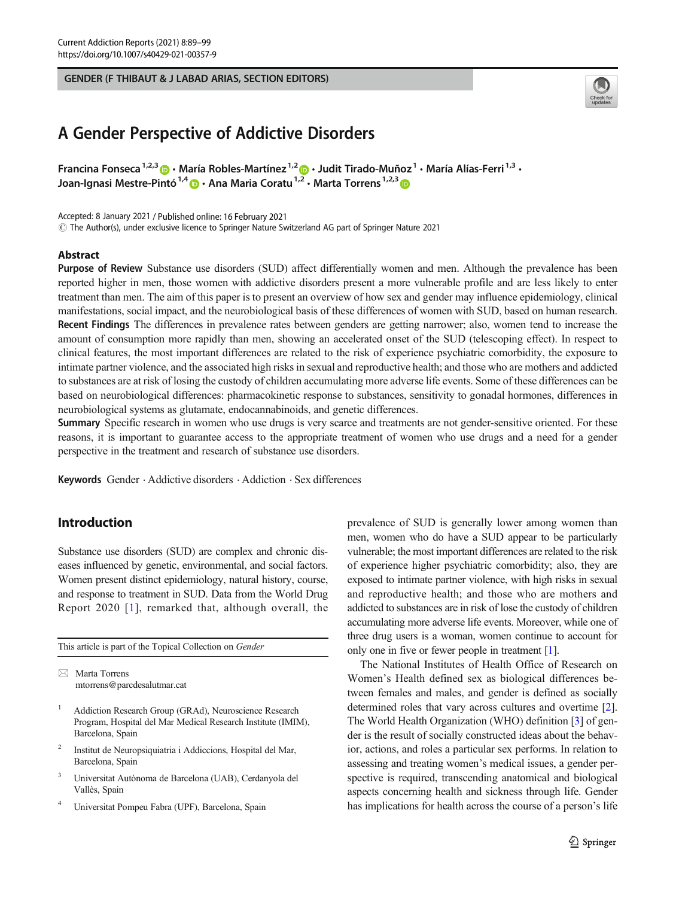GENDER (F THIBAUT & J LABAD ARIAS, SECTION EDITORS)

# A Gender Perspective of Addictive Disorders

**Francina Fonseca [1,2,3] · María Robles-Martínez [1,2] · Judit Tirado-Muñoz [1] · María Alías-Ferri [1,3] · Joan-Ignasi Mestre-Pintó [1,4] · Ana Maria Coratu [1,2] · Marta Torrens [1,2,3]**

Accepted: 8 January 2021 / Published online: 16 February 2021
© The Author(s), under exclusive licence to Springer Nature Switzerland AG part of Springer Nature 2021

## Abstract

**Purpose of Review** Substance use disorders (SUD) affect differentially women and men. Although the prevalence has been reported higher in men, those women with addictive disorders present a more vulnerable profile and are less likely to enter treatment than men. The aim of this paper is to present an overview of how sex and gender may influence epidemiology, clinical manifestations, social impact, and the neurobiological basis of these differences of women with SUD, based on human research.

**Recent Findings** The differences in prevalence rates between genders are getting narrower; also, women tend to increase the amount of consumption more rapidly than men, showing an accelerated onset of the SUD (telescoping effect). In respect to clinical features, the most important differences are related to the risk of experience psychiatric comorbidity, the exposure to intimate partner violence, and the associated high risks in sexual and reproductive health; and those who are mothers and addicted to substances are at risk of losing the custody of children accumulating more adverse life events. Some of these differences can be based on neurobiological differences: pharmacokinetic response to substances, sensitivity to gonadal hormones, differences in neurobiological systems as glutamate, endocannabinoids, and genetic differences.

**Summary** Specific research in women who use drugs is very scarce and treatments are not gender-sensitive oriented. For these reasons, it is important to guarantee access to the appropriate treatment of women who use drugs and a need for a gender perspective in the treatment and research of substance use disorders.

**Keywords** Gender · Addictive disorders · Addiction · Sex differences

## Introduction

Substance use disorders (SUD) are complex and chronic diseases influenced by genetic, environmental, and social factors. Women present distinct epidemiology, natural history, course, and response to treatment in SUD. Data from the World Drug Report 2020 [1], remarked that, although overall, the prevalence of SUD is generally lower among women than men, women who do have a SUD appear to be particularly vulnerable; the most important differences are related to the risk of experience higher psychiatric comorbidity; also, they are exposed to intimate partner violence, with high risks in sexual and reproductive health; and those who are mothers and addicted to substances are in risk of lose the custody of children accumulating more adverse life events. Moreover, while one of three drug users is a woman, women continue to account for only one in five or fewer people in treatment [1].

The National Institutes of Health Office of Research on Women's Health defined sex as biological differences between females and males, and gender is defined as socially determined roles that vary across cultures and overtime [2]. The World Health Organization (WHO) definition [3] of gender is the result of socially constructed ideas about the behavior, actions, and roles a particular sex performs. In relation to assessing and treating women's medical issues, a gender perspective is required, transcending anatomical and biological aspects concerning health and sickness through life. Gender has implications for health across the course of a person's life

This article is part of the Topical Collection on *Gender*

✉ Marta Torrens
mtorrens@parcdesalutmar.cat

1 Addiction Research Group (GRAd), Neuroscience Research Program, Hospital del Mar Medical Research Institute (IMIM), Barcelona, Spain

2 Institut de Neuropsiquiatria i Addiccions, Hospital del Mar, Barcelona, Spain

3 Universitat Autònoma de Barcelona (UAB), Cerdanyola del Vallès, Spain

4 Universitat Pompeu Fabra (UPF), Barcelona, Spain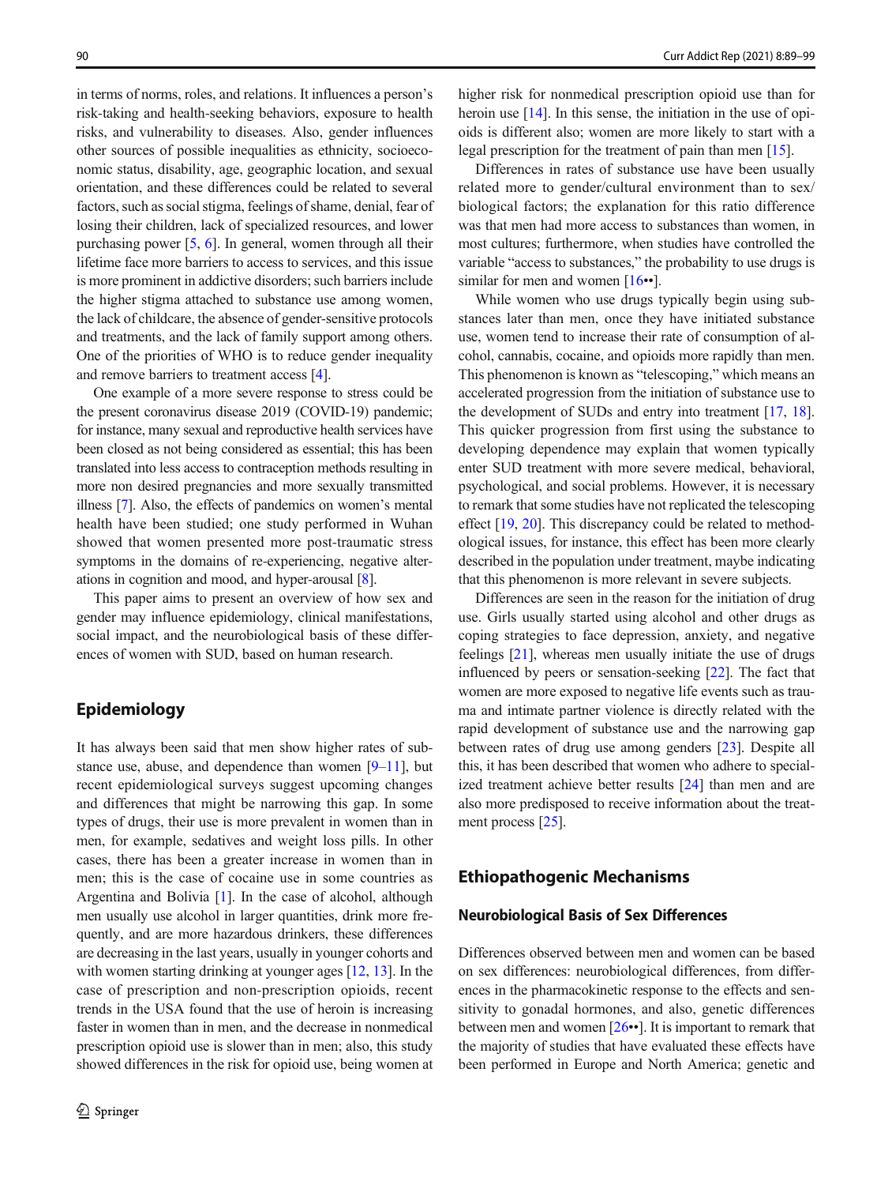in terms of norms, roles, and relations. It influences a person's risk-taking and health-seeking behaviors, exposure to health risks, and vulnerability to diseases. Also, gender influences other sources of possible inequalities as ethnicity, socioeconomic status, disability, age, geographic location, and sexual orientation, and these differences could be related to several factors, such as social stigma, feelings of shame, denial, fear of losing their children, lack of specialized resources, and lower purchasing power [5, 6]. In general, women through all their lifetime face more barriers to access to services, and this issue is more prominent in addictive disorders; such barriers include the higher stigma attached to substance use among women, the lack of childcare, the absence of gender-sensitive protocols and treatments, and the lack of family support among others. One of the priorities of WHO is to reduce gender inequality and remove barriers to treatment access [4].

One example of a more severe response to stress could be the present coronavirus disease 2019 (COVID-19) pandemic; for instance, many sexual and reproductive health services have been closed as not being considered as essential; this has been translated into less access to contraception methods resulting in more non desired pregnancies and more sexually transmitted illness [7]. Also, the effects of pandemics on women's mental health have been studied; one study performed in Wuhan showed that women presented more post-traumatic stress symptoms in the domains of re-experiencing, negative alterations in cognition and mood, and hyper-arousal [8].

This paper aims to present an overview of how sex and gender may influence epidemiology, clinical manifestations, social impact, and the neurobiological basis of these differences of women with SUD, based on human research.

## Epidemiology

It has always been said that men show higher rates of substance use, abuse, and dependence than women [9–11], but recent epidemiological surveys suggest upcoming changes and differences that might be narrowing this gap. In some types of drugs, their use is more prevalent in women than in men, for example, sedatives and weight loss pills. In other cases, there has been a greater increase in women than in men; this is the case of cocaine use in some countries as Argentina and Bolivia [1]. In the case of alcohol, although men usually use alcohol in larger quantities, drink more frequently, and are more hazardous drinkers, these differences are decreasing in the last years, usually in younger cohorts and with women starting drinking at younger ages [12, 13]. In the case of prescription and non-prescription opioids, recent trends in the USA found that the use of heroin is increasing faster in women than in men, and the decrease in nonmedical prescription opioid use is slower than in men; also, this study showed differences in the risk for opioid use, being women at higher risk for nonmedical prescription opioid use than for heroin use [14]. In this sense, the initiation in the use of opioids is different also; women are more likely to start with a legal prescription for the treatment of pain than men [15].

Differences in rates of substance use have been usually related more to gender/cultural environment than to sex/biological factors; the explanation for this ratio difference was that men had more access to substances than women, in most cultures; furthermore, when studies have controlled the variable "access to substances," the probability to use drugs is similar for men and women [16••].

While women who use drugs typically begin using substances later than men, once they have initiated substance use, women tend to increase their rate of consumption of alcohol, cannabis, cocaine, and opioids more rapidly than men. This phenomenon is known as "telescoping," which means an accelerated progression from the initiation of substance use to the development of SUDs and entry into treatment [17, 18]. This quicker progression from first using the substance to developing dependence may explain that women typically enter SUD treatment with more severe medical, behavioral, psychological, and social problems. However, it is necessary to remark that some studies have not replicated the telescoping effect [19, 20]. This discrepancy could be related to methodological issues, for instance, this effect has been more clearly described in the population under treatment, maybe indicating that this phenomenon is more relevant in severe subjects.

Differences are seen in the reason for the initiation of drug use. Girls usually started using alcohol and other drugs as coping strategies to face depression, anxiety, and negative feelings [21], whereas men usually initiate the use of drugs influenced by peers or sensation-seeking [22]. The fact that women are more exposed to negative life events such as trauma and intimate partner violence is directly related with the rapid development of substance use and the narrowing gap between rates of drug use among genders [23]. Despite all this, it has been described that women who adhere to specialized treatment achieve better results [24] than men and are also more predisposed to receive information about the treatment process [25].

## Ethiopathogenic Mechanisms

### Neurobiological Basis of Sex Differences

Differences observed between men and women can be based on sex differences: neurobiological differences, from differences in the pharmacokinetic response to the effects and sensitivity to gonadal hormones, and also, genetic differences between men and women [26••]. It is important to remark that the majority of studies that have evaluated these effects have been performed in Europe and North America; genetic and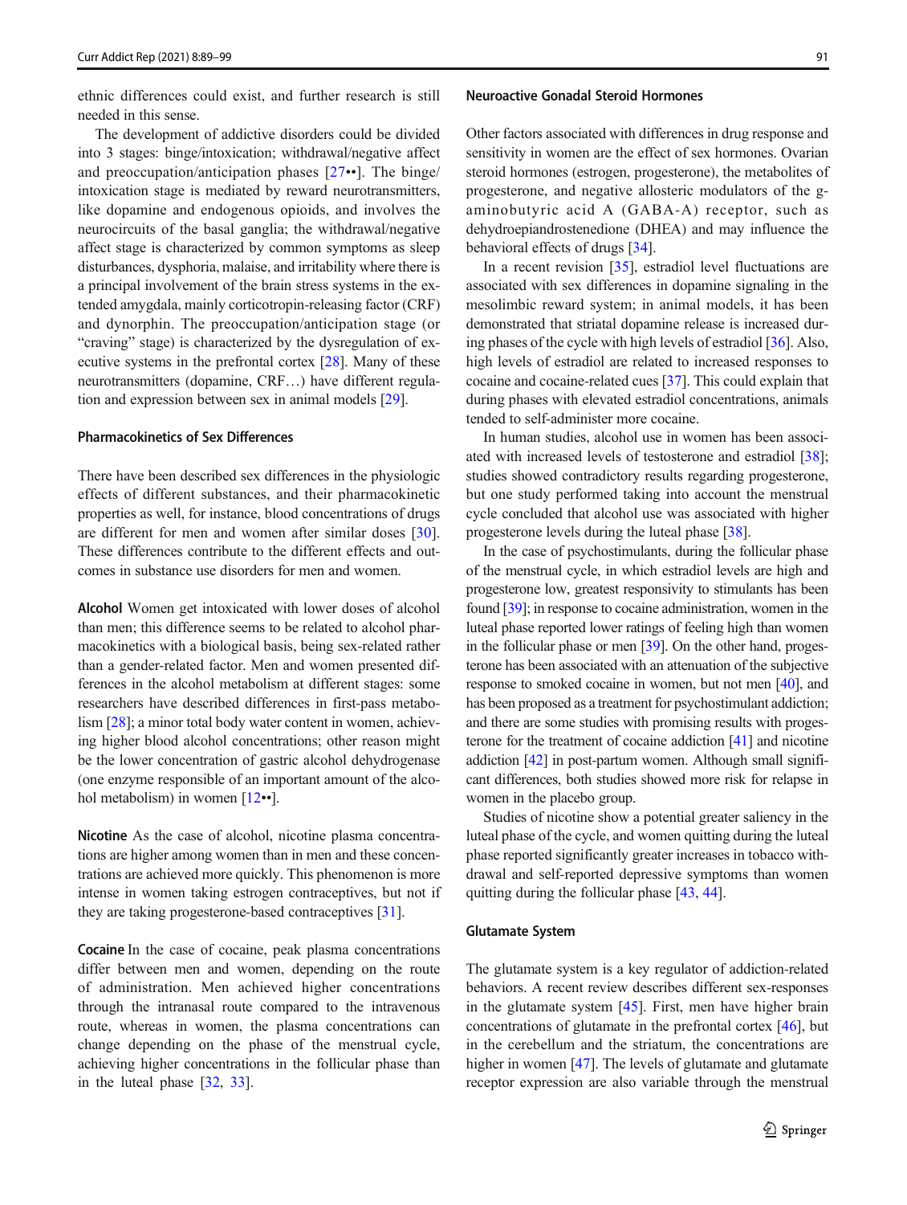ethnic differences could exist, and further research is still needed in this sense.

The development of addictive disorders could be divided into 3 stages: binge/intoxication; withdrawal/negative affect and preoccupation/anticipation phases [27••]. The binge/intoxication stage is mediated by reward neurotransmitters, like dopamine and endogenous opioids, and involves the neurocircuits of the basal ganglia; the withdrawal/negative affect stage is characterized by common symptoms as sleep disturbances, dysphoria, malaise, and irritability where there is a principal involvement of the brain stress systems in the extended amygdala, mainly corticotropin-releasing factor (CRF) and dynorphin. The preoccupation/anticipation stage (or "craving" stage) is characterized by the dysregulation of executive systems in the prefrontal cortex [28]. Many of these neurotransmitters (dopamine, CRF…) have different regulation and expression between sex in animal models [29].

### Pharmacokinetics of Sex Differences

There have been described sex differences in the physiologic effects of different substances, and their pharmacokinetic properties as well, for instance, blood concentrations of drugs are different for men and women after similar doses [30]. These differences contribute to the different effects and outcomes in substance use disorders for men and women.

**Alcohol** Women get intoxicated with lower doses of alcohol than men; this difference seems to be related to alcohol pharmacokinetics with a biological basis, being sex-related rather than a gender-related factor. Men and women presented differences in the alcohol metabolism at different stages: some researchers have described differences in first-pass metabolism [28]; a minor total body water content in women, achieving higher blood alcohol concentrations; other reason might be the lower concentration of gastric alcohol dehydrogenase (one enzyme responsible of an important amount of the alcohol metabolism) in women [12••].

**Nicotine** As the case of alcohol, nicotine plasma concentrations are higher among women than in men and these concentrations are achieved more quickly. This phenomenon is more intense in women taking estrogen contraceptives, but not if they are taking progesterone-based contraceptives [31].

**Cocaine** In the case of cocaine, peak plasma concentrations differ between men and women, depending on the route of administration. Men achieved higher concentrations through the intranasal route compared to the intravenous route, whereas in women, the plasma concentrations can change depending on the phase of the menstrual cycle, achieving higher concentrations in the follicular phase than in the luteal phase [32, 33].

### Neuroactive Gonadal Steroid Hormones

Other factors associated with differences in drug response and sensitivity in women are the effect of sex hormones. Ovarian steroid hormones (estrogen, progesterone), the metabolites of progesterone, and negative allosteric modulators of the g-aminobutyric acid A (GABA-A) receptor, such as dehydroepiandrostenedione (DHEA) and may influence the behavioral effects of drugs [34].

In a recent revision [35], estradiol level fluctuations are associated with sex differences in dopamine signaling in the mesolimbic reward system; in animal models, it has been demonstrated that striatal dopamine release is increased during phases of the cycle with high levels of estradiol [36]. Also, high levels of estradiol are related to increased responses to cocaine and cocaine-related cues [37]. This could explain that during phases with elevated estradiol concentrations, animals tended to self-administer more cocaine.

In human studies, alcohol use in women has been associated with increased levels of testosterone and estradiol [38]; studies showed contradictory results regarding progesterone, but one study performed taking into account the menstrual cycle concluded that alcohol use was associated with higher progesterone levels during the luteal phase [38].

In the case of psychostimulants, during the follicular phase of the menstrual cycle, in which estradiol levels are high and progesterone low, greatest responsivity to stimulants has been found [39]; in response to cocaine administration, women in the luteal phase reported lower ratings of feeling high than women in the follicular phase or men [39]. On the other hand, progesterone has been associated with an attenuation of the subjective response to smoked cocaine in women, but not men [40], and has been proposed as a treatment for psychostimulant addiction; and there are some studies with promising results with progesterone for the treatment of cocaine addiction [41] and nicotine addiction [42] in post-partum women. Although small significant differences, both studies showed more risk for relapse in women in the placebo group.

Studies of nicotine show a potential greater saliency in the luteal phase of the cycle, and women quitting during the luteal phase reported significantly greater increases in tobacco withdrawal and self-reported depressive symptoms than women quitting during the follicular phase [43, 44].

### Glutamate System

The glutamate system is a key regulator of addiction-related behaviors. A recent review describes different sex-responses in the glutamate system [45]. First, men have higher brain concentrations of glutamate in the prefrontal cortex [46], but in the cerebellum and the striatum, the concentrations are higher in women [47]. The levels of glutamate and glutamate receptor expression are also variable through the menstrual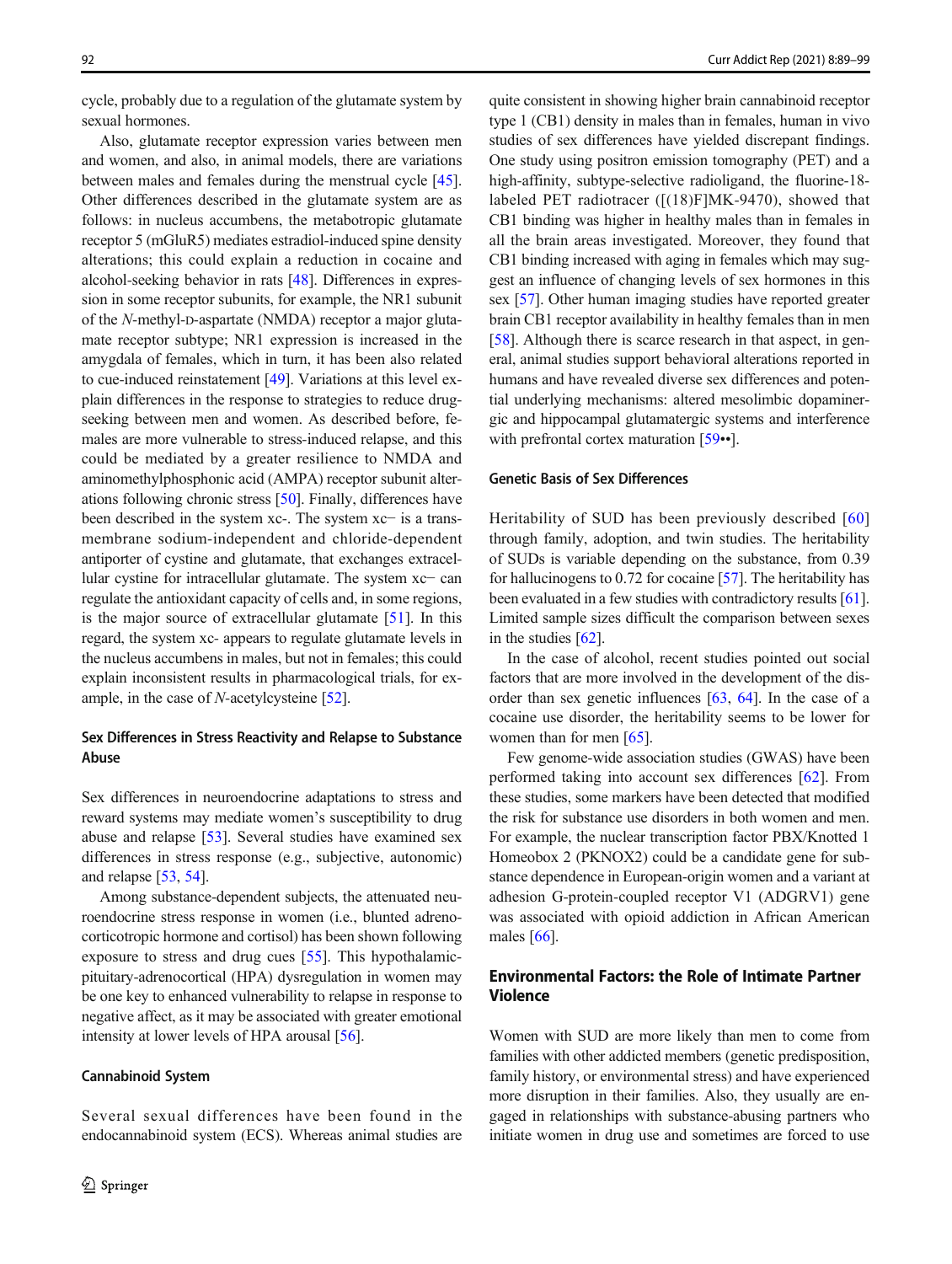cycle, probably due to a regulation of the glutamate system by sexual hormones.

Also, glutamate receptor expression varies between men and women, and also, in animal models, there are variations between males and females during the menstrual cycle [45]. Other differences described in the glutamate system are as follows: in nucleus accumbens, the metabotropic glutamate receptor 5 (mGluR5) mediates estradiol-induced spine density alterations; this could explain a reduction in cocaine and alcohol-seeking behavior in rats [48]. Differences in expression in some receptor subunits, for example, the NR1 subunit of the *N*-methyl-D-aspartate (NMDA) receptor a major glutamate receptor subtype; NR1 expression is increased in the amygdala of females, which in turn, it has been also related to cue-induced reinstatement [49]. Variations at this level explain differences in the response to strategies to reduce drug-seeking between men and women. As described before, females are more vulnerable to stress-induced relapse, and this could be mediated by a greater resilience to NMDA and aminomethylphosphonic acid (AMPA) receptor subunit alterations following chronic stress [50]. Finally, differences have been described in the system xc-. The system xc− is a transmembrane sodium-independent and chloride-dependent antiporter of cystine and glutamate, that exchanges extracellular cystine for intracellular glutamate. The system xc− can regulate the antioxidant capacity of cells and, in some regions, is the major source of extracellular glutamate [51]. In this regard, the system xc- appears to regulate glutamate levels in the nucleus accumbens in males, but not in females; this could explain inconsistent results in pharmacological trials, for example, in the case of *N*-acetylcysteine [52].

### Sex Differences in Stress Reactivity and Relapse to Substance Abuse

Sex differences in neuroendocrine adaptations to stress and reward systems may mediate women's susceptibility to drug abuse and relapse [53]. Several studies have examined sex differences in stress response (e.g., subjective, autonomic) and relapse [53, 54].

Among substance-dependent subjects, the attenuated neuroendocrine stress response in women (i.e., blunted adrenocorticotropic hormone and cortisol) has been shown following exposure to stress and drug cues [55]. This hypothalamic-pituitary-adrenocortical (HPA) dysregulation in women may be one key to enhanced vulnerability to relapse in response to negative affect, as it may be associated with greater emotional intensity at lower levels of HPA arousal [56].

### Cannabinoid System

Several sexual differences have been found in the endocannabinoid system (ECS). Whereas animal studies are quite consistent in showing higher brain cannabinoid receptor type 1 (CB1) density in males than in females, human in vivo studies of sex differences have yielded discrepant findings. One study using positron emission tomography (PET) and a high-affinity, subtype-selective radioligand, the fluorine-18-labeled PET radiotracer ([(18)F]MK-9470), showed that CB1 binding was higher in healthy males than in females in all the brain areas investigated. Moreover, they found that CB1 binding increased with aging in females which may suggest an influence of changing levels of sex hormones in this sex [57]. Other human imaging studies have reported greater brain CB1 receptor availability in healthy females than in men [58]. Although there is scarce research in that aspect, in general, animal studies support behavioral alterations reported in humans and have revealed diverse sex differences and potential underlying mechanisms: altered mesolimbic dopaminergic and hippocampal glutamatergic systems and interference with prefrontal cortex maturation [59••].

### Genetic Basis of Sex Differences

Heritability of SUD has been previously described [60] through family, adoption, and twin studies. The heritability of SUDs is variable depending on the substance, from 0.39 for hallucinogens to 0.72 for cocaine [57]. The heritability has been evaluated in a few studies with contradictory results [61]. Limited sample sizes difficult the comparison between sexes in the studies [62].

In the case of alcohol, recent studies pointed out social factors that are more involved in the development of the disorder than sex genetic influences [63, 64]. In the case of a cocaine use disorder, the heritability seems to be lower for women than for men [65].

Few genome-wide association studies (GWAS) have been performed taking into account sex differences [62]. From these studies, some markers have been detected that modified the risk for substance use disorders in both women and men. For example, the nuclear transcription factor PBX/Knotted 1 Homeobox 2 (PKNOX2) could be a candidate gene for substance dependence in European-origin women and a variant at adhesion G-protein-coupled receptor V1 (ADGRV1) gene was associated with opioid addiction in African American males [66].

## Environmental Factors: the Role of Intimate Partner Violence

Women with SUD are more likely than men to come from families with other addicted members (genetic predisposition, family history, or environmental stress) and have experienced more disruption in their families. Also, they usually are engaged in relationships with substance-abusing partners who initiate women in drug use and sometimes are forced to use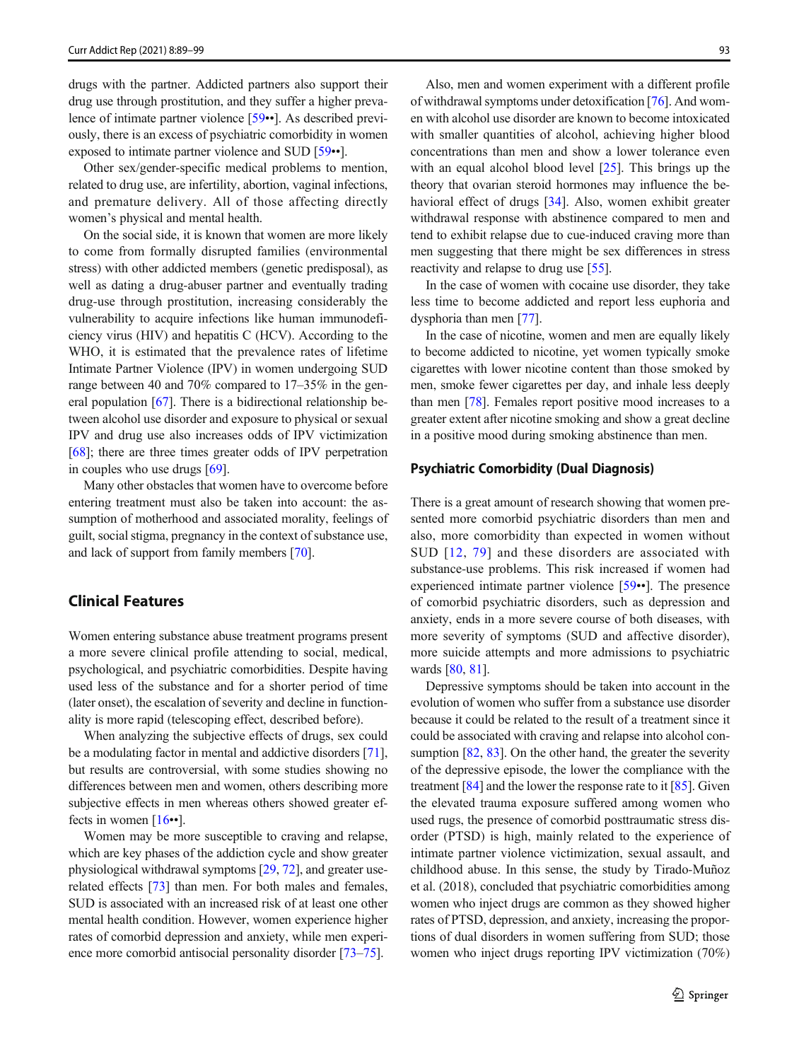drugs with the partner. Addicted partners also support their drug use through prostitution, and they suffer a higher prevalence of intimate partner violence [59••]. As described previously, there is an excess of psychiatric comorbidity in women exposed to intimate partner violence and SUD [59••].

Other sex/gender-specific medical problems to mention, related to drug use, are infertility, abortion, vaginal infections, and premature delivery. All of those affecting directly women's physical and mental health.

On the social side, it is known that women are more likely to come from formally disrupted families (environmental stress) with other addicted members (genetic predisposal), as well as dating a drug-abuser partner and eventually trading drug-use through prostitution, increasing considerably the vulnerability to acquire infections like human immunodeficiency virus (HIV) and hepatitis C (HCV). According to the WHO, it is estimated that the prevalence rates of lifetime Intimate Partner Violence (IPV) in women undergoing SUD range between 40 and 70% compared to 17–35% in the general population [67]. There is a bidirectional relationship between alcohol use disorder and exposure to physical or sexual IPV and drug use also increases odds of IPV victimization [68]; there are three times greater odds of IPV perpetration in couples who use drugs [69].

Many other obstacles that women have to overcome before entering treatment must also be taken into account: the assumption of motherhood and associated morality, feelings of guilt, social stigma, pregnancy in the context of substance use, and lack of support from family members [70].

## Clinical Features

Women entering substance abuse treatment programs present a more severe clinical profile attending to social, medical, psychological, and psychiatric comorbidities. Despite having used less of the substance and for a shorter period of time (later onset), the escalation of severity and decline in functionality is more rapid (telescoping effect, described before).

When analyzing the subjective effects of drugs, sex could be a modulating factor in mental and addictive disorders [71], but results are controversial, with some studies showing no differences between men and women, others describing more subjective effects in men whereas others showed greater effects in women [16••].

Women may be more susceptible to craving and relapse, which are key phases of the addiction cycle and show greater physiological withdrawal symptoms [29, 72], and greater use-related effects [73] than men. For both males and females, SUD is associated with an increased risk of at least one other mental health condition. However, women experience higher rates of comorbid depression and anxiety, while men experience more comorbid antisocial personality disorder [73–75].

Also, men and women experiment with a different profile of withdrawal symptoms under detoxification [76]. And women with alcohol use disorder are known to become intoxicated with smaller quantities of alcohol, achieving higher blood concentrations than men and show a lower tolerance even with an equal alcohol blood level [25]. This brings up the theory that ovarian steroid hormones may influence the behavioral effect of drugs [34]. Also, women exhibit greater withdrawal response with abstinence compared to men and tend to exhibit relapse due to cue-induced craving more than men suggesting that there might be sex differences in stress reactivity and relapse to drug use [55].

In the case of women with cocaine use disorder, they take less time to become addicted and report less euphoria and dysphoria than men [77].

In the case of nicotine, women and men are equally likely to become addicted to nicotine, yet women typically smoke cigarettes with lower nicotine content than those smoked by men, smoke fewer cigarettes per day, and inhale less deeply than men [78]. Females report positive mood increases to a greater extent after nicotine smoking and show a great decline in a positive mood during smoking abstinence than men.

### Psychiatric Comorbidity (Dual Diagnosis)

There is a great amount of research showing that women presented more comorbid psychiatric disorders than men and also, more comorbidity than expected in women without SUD [12, 79] and these disorders are associated with substance-use problems. This risk increased if women had experienced intimate partner violence [59••]. The presence of comorbid psychiatric disorders, such as depression and anxiety, ends in a more severe course of both diseases, with more severity of symptoms (SUD and affective disorder), more suicide attempts and more admissions to psychiatric wards [80, 81].

Depressive symptoms should be taken into account in the evolution of women who suffer from a substance use disorder because it could be related to the result of a treatment since it could be associated with craving and relapse into alcohol consumption [82, 83]. On the other hand, the greater the severity of the depressive episode, the lower the compliance with the treatment [84] and the lower the response rate to it [85]. Given the elevated trauma exposure suffered among women who used rugs, the presence of comorbid posttraumatic stress disorder (PTSD) is high, mainly related to the experience of intimate partner violence victimization, sexual assault, and childhood abuse. In this sense, the study by Tirado-Muñoz et al. (2018), concluded that psychiatric comorbidities among women who inject drugs are common as they showed higher rates of PTSD, depression, and anxiety, increasing the proportions of dual disorders in women suffering from SUD; those women who inject drugs reporting IPV victimization (70%)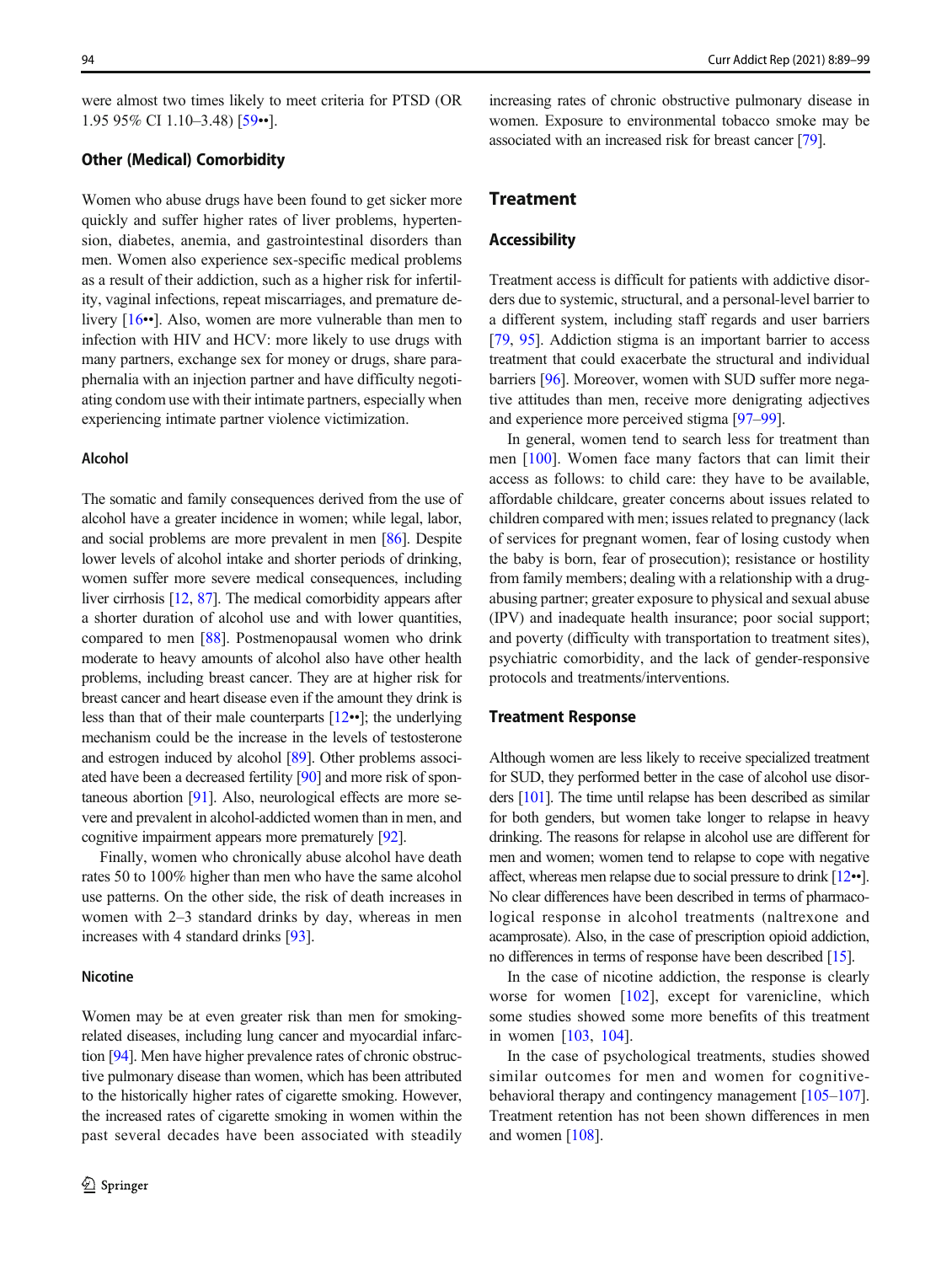were almost two times likely to meet criteria for PTSD (OR 1.95 95% CI 1.10–3.48) [59••].

### Other (Medical) Comorbidity

Women who abuse drugs have been found to get sicker more quickly and suffer higher rates of liver problems, hypertension, diabetes, anemia, and gastrointestinal disorders than men. Women also experience sex-specific medical problems as a result of their addiction, such as a higher risk for infertility, vaginal infections, repeat miscarriages, and premature delivery [16••]. Also, women are more vulnerable than men to infection with HIV and HCV: more likely to use drugs with many partners, exchange sex for money or drugs, share paraphernalia with an injection partner and have difficulty negotiating condom use with their intimate partners, especially when experiencing intimate partner violence victimization.

#### Alcohol

The somatic and family consequences derived from the use of alcohol have a greater incidence in women; while legal, labor, and social problems are more prevalent in men [86]. Despite lower levels of alcohol intake and shorter periods of drinking, women suffer more severe medical consequences, including liver cirrhosis [12, 87]. The medical comorbidity appears after a shorter duration of alcohol use and with lower quantities, compared to men [88]. Postmenopausal women who drink moderate to heavy amounts of alcohol also have other health problems, including breast cancer. They are at higher risk for breast cancer and heart disease even if the amount they drink is less than that of their male counterparts [12••]; the underlying mechanism could be the increase in the levels of testosterone and estrogen induced by alcohol [89]. Other problems associated have been a decreased fertility [90] and more risk of spontaneous abortion [91]. Also, neurological effects are more severe and prevalent in alcohol-addicted women than in men, and cognitive impairment appears more prematurely [92].

Finally, women who chronically abuse alcohol have death rates 50 to 100% higher than men who have the same alcohol use patterns. On the other side, the risk of death increases in women with 2–3 standard drinks by day, whereas in men increases with 4 standard drinks [93].

#### Nicotine

Women may be at even greater risk than men for smoking-related diseases, including lung cancer and myocardial infarction [94]. Men have higher prevalence rates of chronic obstructive pulmonary disease than women, which has been attributed to the historically higher rates of cigarette smoking. However, the increased rates of cigarette smoking in women within the past several decades have been associated with steadily increasing rates of chronic obstructive pulmonary disease in women. Exposure to environmental tobacco smoke may be associated with an increased risk for breast cancer [79].

## Treatment

### Accessibility

Treatment access is difficult for patients with addictive disorders due to systemic, structural, and a personal-level barrier to a different system, including staff regards and user barriers [79, 95]. Addiction stigma is an important barrier to access treatment that could exacerbate the structural and individual barriers [96]. Moreover, women with SUD suffer more negative attitudes than men, receive more denigrating adjectives and experience more perceived stigma [97–99].

In general, women tend to search less for treatment than men [100]. Women face many factors that can limit their access as follows: to child care: they have to be available, affordable childcare, greater concerns about issues related to children compared with men; issues related to pregnancy (lack of services for pregnant women, fear of losing custody when the baby is born, fear of prosecution); resistance or hostility from family members; dealing with a relationship with a drug-abusing partner; greater exposure to physical and sexual abuse (IPV) and inadequate health insurance; poor social support; and poverty (difficulty with transportation to treatment sites), psychiatric comorbidity, and the lack of gender-responsive protocols and treatments/interventions.

### Treatment Response

Although women are less likely to receive specialized treatment for SUD, they performed better in the case of alcohol use disorders [101]. The time until relapse has been described as similar for both genders, but women take longer to relapse in heavy drinking. The reasons for relapse in alcohol use are different for men and women; women tend to relapse to cope with negative affect, whereas men relapse due to social pressure to drink [12••]. No clear differences have been described in terms of pharmacological response in alcohol treatments (naltrexone and acamprosate). Also, in the case of prescription opioid addiction, no differences in terms of response have been described [15].

In the case of nicotine addiction, the response is clearly worse for women [102], except for varenicline, which some studies showed some more benefits of this treatment in women [103, 104].

In the case of psychological treatments, studies showed similar outcomes for men and women for cognitive-behavioral therapy and contingency management [105–107]. Treatment retention has not been shown differences in men and women [108].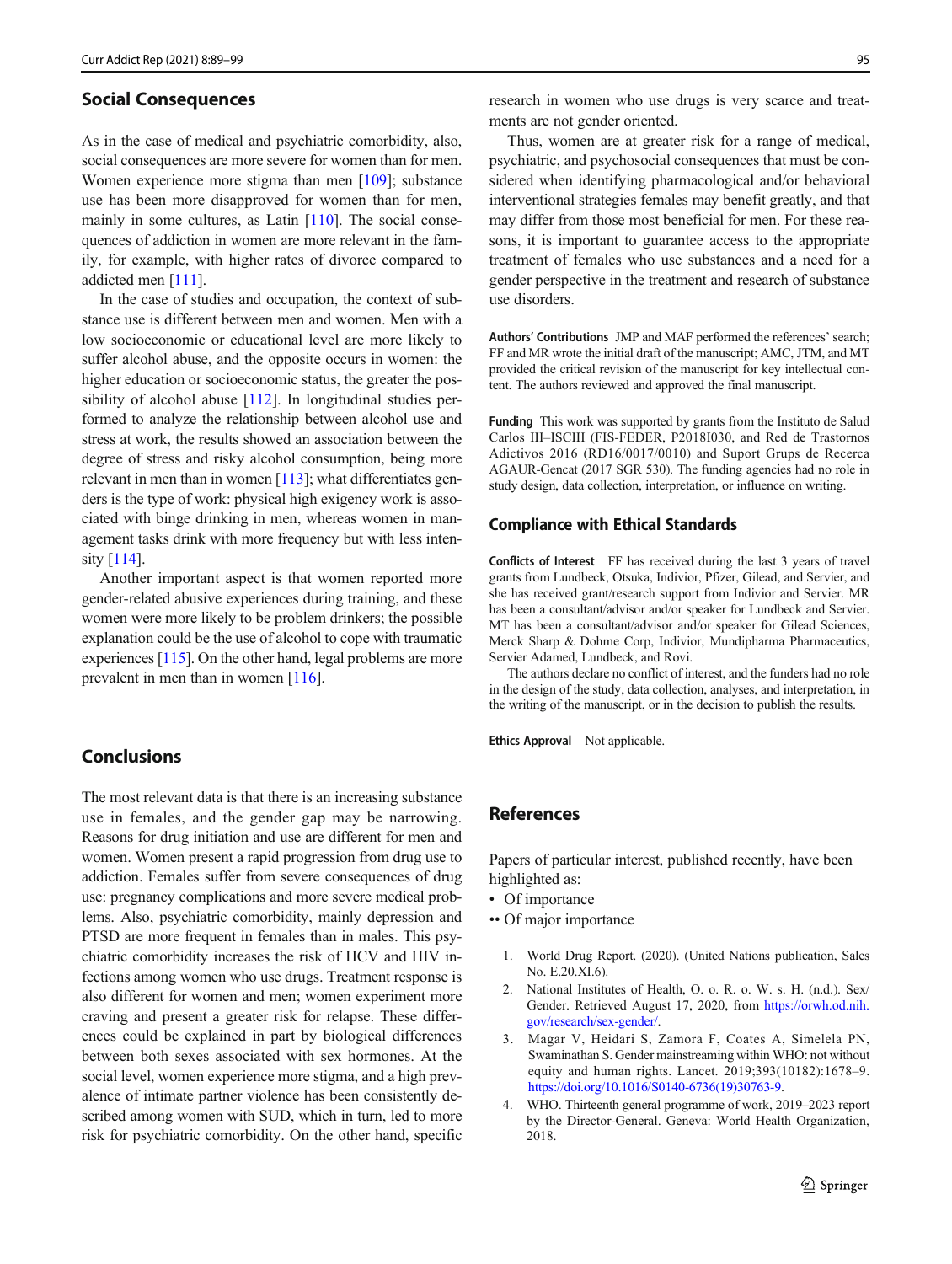## Social Consequences

As in the case of medical and psychiatric comorbidity, also, social consequences are more severe for women than for men. Women experience more stigma than men [109]; substance use has been more disapproved for women than for men, mainly in some cultures, as Latin [110]. The social consequences of addiction in women are more relevant in the family, for example, with higher rates of divorce compared to addicted men [111].

In the case of studies and occupation, the context of substance use is different between men and women. Men with a low socioeconomic or educational level are more likely to suffer alcohol abuse, and the opposite occurs in women: the higher education or socioeconomic status, the greater the possibility of alcohol abuse [112]. In longitudinal studies performed to analyze the relationship between alcohol use and stress at work, the results showed an association between the degree of stress and risky alcohol consumption, being more relevant in men than in women [113]; what differentiates genders is the type of work: physical high exigency work is associated with binge drinking in men, whereas women in management tasks drink with more frequency but with less intensity [114].

Another important aspect is that women reported more gender-related abusive experiences during training, and these women were more likely to be problem drinkers; the possible explanation could be the use of alcohol to cope with traumatic experiences [115]. On the other hand, legal problems are more prevalent in men than in women [116].

## Conclusions

The most relevant data is that there is an increasing substance use in females, and the gender gap may be narrowing. Reasons for drug initiation and use are different for men and women. Women present a rapid progression from drug use to addiction. Females suffer from severe consequences of drug use: pregnancy complications and more severe medical problems. Also, psychiatric comorbidity, mainly depression and PTSD are more frequent in females than in males. This psychiatric comorbidity increases the risk of HCV and HIV infections among women who use drugs. Treatment response is also different for women and men; women experiment more craving and present a greater risk for relapse. These differences could be explained in part by biological differences between both sexes associated with sex hormones. At the social level, women experience more stigma, and a high prevalence of intimate partner violence has been consistently described among women with SUD, which in turn, led to more risk for psychiatric comorbidity. On the other hand, specific research in women who use drugs is very scarce and treatments are not gender oriented.

Thus, women are at greater risk for a range of medical, psychiatric, and psychosocial consequences that must be considered when identifying pharmacological and/or behavioral interventional strategies females may benefit greatly, and that may differ from those most beneficial for men. For these reasons, it is important to guarantee access to the appropriate treatment of females who use substances and a need for a gender perspective in the treatment and research of substance use disorders.

**Authors' Contributions** JMP and MAF performed the references' search; FF and MR wrote the initial draft of the manuscript; AMC, JTM, and MT provided the critical revision of the manuscript for key intellectual content. The authors reviewed and approved the final manuscript.

**Funding** This work was supported by grants from the Instituto de Salud Carlos III–ISCIII (FIS-FEDER, P2018I030, and Red de Trastornos Adictivos 2016 (RD16/0017/0010) and Suport Grups de Recerca AGAUR-Gencat (2017 SGR 530). The funding agencies had no role in study design, data collection, interpretation, or influence on writing.

## Compliance with Ethical Standards

**Conflicts of Interest** FF has received during the last 3 years of travel grants from Lundbeck, Otsuka, Indivior, Pfizer, Gilead, and Servier, and she has received grant/research support from Indivior and Servier. MR has been a consultant/advisor and/or speaker for Lundbeck and Servier. MT has been a consultant/advisor and/or speaker for Gilead Sciences, Merck Sharp & Dohme Corp, Indivior, Mundipharma Pharmaceutics, Servier Adamed, Lundbeck, and Rovi.

The authors declare no conflict of interest, and the funders had no role in the design of the study, data collection, analyses, and interpretation, in the writing of the manuscript, or in the decision to publish the results.

**Ethics Approval** Not applicable.

## References

Papers of particular interest, published recently, have been highlighted as:
- • Of importance
- •• Of major importance

1. World Drug Report. (2020). (United Nations publication, Sales No. E.20.XI.6).
2. National Institutes of Health, O. o. R. o. W. s. H. (n.d.). Sex/Gender. Retrieved August 17, 2020, from https://orwh.od.nih.gov/research/sex-gender/.
3. Magar V, Heidari S, Zamora F, Coates A, Simelela PN, Swaminathan S. Gender mainstreaming within WHO: not without equity and human rights. Lancet. 2019;393(10182):1678–9. https://doi.org/10.1016/S0140-6736(19)30763-9.
4. WHO. Thirteenth general programme of work, 2019–2023 report by the Director-General. Geneva: World Health Organization, 2018.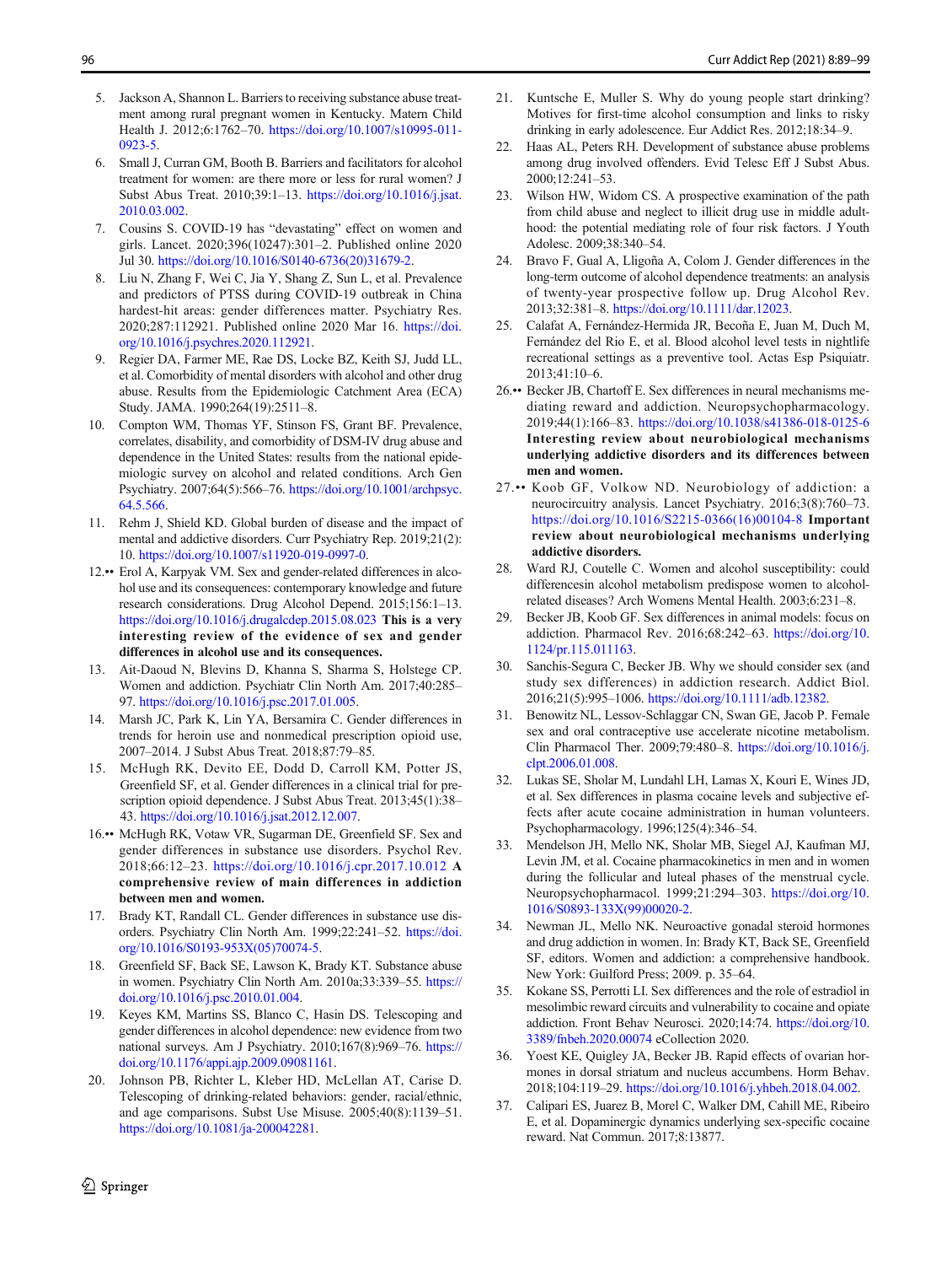5. Jackson A, Shannon L. Barriers to receiving substance abuse treatment among rural pregnant women in Kentucky. Matern Child Health J. 2012;6:1762–70. https://doi.org/10.1007/s10995-011-0923-5.
6. Small J, Curran GM, Booth B. Barriers and facilitators for alcohol treatment for women: are there more or less for rural women? J Subst Abus Treat. 2010;39:1–13. https://doi.org/10.1016/j.jsat.2010.03.002.
7. Cousins S. COVID-19 has "devastating" effect on women and girls. Lancet. 2020;396(10247):301–2. Published online 2020 Jul 30. https://doi.org/10.1016/S0140-6736(20)31679-2.
8. Liu N, Zhang F, Wei C, Jia Y, Shang Z, Sun L, et al. Prevalence and predictors of PTSS during COVID-19 outbreak in China hardest-hit areas: gender differences matter. Psychiatry Res. 2020;287:112921. Published online 2020 Mar 16. https://doi.org/10.1016/j.psychres.2020.112921.
9. Regier DA, Farmer ME, Rae DS, Locke BZ, Keith SJ, Judd LL, et al. Comorbidity of mental disorders with alcohol and other drug abuse. Results from the Epidemiologic Catchment Area (ECA) Study. JAMA. 1990;264(19):2511–8.
10. Compton WM, Thomas YF, Stinson FS, Grant BF. Prevalence, correlates, disability, and comorbidity of DSM-IV drug abuse and dependence in the United States: results from the national epidemiologic survey on alcohol and related conditions. Arch Gen Psychiatry. 2007;64(5):566–76. https://doi.org/10.1001/archpsyc.64.5.566.
11. Rehm J, Shield KD. Global burden of disease and the impact of mental and addictive disorders. Curr Psychiatry Rep. 2019;21(2):10. https://doi.org/10.1007/s11920-019-0997-0.
12.•• Erol A, Karpyak VM. Sex and gender-related differences in alcohol use and its consequences: contemporary knowledge and future research considerations. Drug Alcohol Depend. 2015;156:1–13. https://doi.org/10.1016/j.drugalcdep.2015.08.023 **This is a very interesting review of the evidence of sex and gender differences in alcohol use and its consequences.**
13. Ait-Daoud N, Blevins D, Khanna S, Sharma S, Holstege CP. Women and addiction. Psychiatr Clin North Am. 2017;40:285–97. https://doi.org/10.1016/j.psc.2017.01.005.
14. Marsh JC, Park K, Lin YA, Bersamira C. Gender differences in trends for heroin use and nonmedical prescription opioid use, 2007–2014. J Subst Abus Treat. 2018;87:79–85.
15. McHugh RK, Devito EE, Dodd D, Carroll KM, Potter JS, Greenfield SF, et al. Gender differences in a clinical trial for prescription opioid dependence. J Subst Abus Treat. 2013;45(1):38–43. https://doi.org/10.1016/j.jsat.2012.12.007.
16.•• McHugh RK, Votaw VR, Sugarman DE, Greenfield SF. Sex and gender differences in substance use disorders. Psychol Rev. 2018;66:12–23. https://doi.org/10.1016/j.cpr.2017.10.012 **A comprehensive review of main differences in addiction between men and women.**
17. Brady KT, Randall CL. Gender differences in substance use disorders. Psychiatry Clin North Am. 1999;22:241–52. https://doi.org/10.1016/S0193-953X(05)70074-5.
18. Greenfield SF, Back SE, Lawson K, Brady KT. Substance abuse in women. Psychiatry Clin North Am. 2010a;33:339–55. https://doi.org/10.1016/j.psc.2010.01.004.
19. Keyes KM, Martins SS, Blanco C, Hasin DS. Telescoping and gender differences in alcohol dependence: new evidence from two national surveys. Am J Psychiatry. 2010;167(8):969–76. https://doi.org/10.1176/appi.ajp.2009.09081161.
20. Johnson PB, Richter L, Kleber HD, McLellan AT, Carise D. Telescoping of drinking-related behaviors: gender, racial/ethnic, and age comparisons. Subst Use Misuse. 2005;40(8):1139–51. https://doi.org/10.1081/ja-200042281.
21. Kuntsche E, Muller S. Why do young people start drinking? Motives for first-time alcohol consumption and links to risky drinking in early adolescence. Eur Addict Res. 2012;18:34–9.
22. Haas AL, Peters RH. Development of substance abuse problems among drug involved offenders. Evid Telesc Eff J Subst Abus. 2000;12:241–53.
23. Wilson HW, Widom CS. A prospective examination of the path from child abuse and neglect to illicit drug use in middle adulthood: the potential mediating role of four risk factors. J Youth Adolesc. 2009;38:340–54.
24. Bravo F, Gual A, Lligoña A, Colom J. Gender differences in the long-term outcome of alcohol dependence treatments: an analysis of twenty-year prospective follow up. Drug Alcohol Rev. 2013;32:381–8. https://doi.org/10.1111/dar.12023.
25. Calafat A, Fernández-Hermida JR, Becoña E, Juan M, Duch M, Fernández del Rio E, et al. Blood alcohol level tests in nightlife recreational settings as a preventive tool. Actas Esp Psiquiatr. 2013;41:10–6.
26.•• Becker JB, Chartoff E. Sex differences in neural mechanisms mediating reward and addiction. Neuropsychopharmacology. 2019;44(1):166–83. https://doi.org/10.1038/s41386-018-0125-6 **Interesting review about neurobiological mechanisms underlying addictive disorders and its differences between men and women.**
27.•• Koob GF, Volkow ND. Neurobiology of addiction: a neurocircuitry analysis. Lancet Psychiatry. 2016;3(8):760–73. https://doi.org/10.1016/S2215-0366(16)00104-8 **Important review about neurobiological mechanisms underlying addictive disorders.**
28. Ward RJ, Coutelle C. Women and alcohol susceptibility: could differencesin alcohol metabolism predispose women to alcohol-related diseases? Arch Womens Mental Health. 2003;6:231–8.
29. Becker JB, Koob GF. Sex differences in animal models: focus on addiction. Pharmacol Rev. 2016;68:242–63. https://doi.org/10.1124/pr.115.011163.
30. Sanchis-Segura C, Becker JB. Why we should consider sex (and study sex differences) in addiction research. Addict Biol. 2016;21(5):995–1006. https://doi.org/10.1111/adb.12382.
31. Benowitz NL, Lessov-Schlaggar CN, Swan GE, Jacob P. Female sex and oral contraceptive use accelerate nicotine metabolism. Clin Pharmacol Ther. 2009;79:480–8. https://doi.org/10.1016/j.clpt.2006.01.008.
32. Lukas SE, Sholar M, Lundahl LH, Lamas X, Kouri E, Wines JD, et al. Sex differences in plasma cocaine levels and subjective effects after acute cocaine administration in human volunteers. Psychopharmacology. 1996;125(4):346–54.
33. Mendelson JH, Mello NK, Sholar MB, Siegel AJ, Kaufman MJ, Levin JM, et al. Cocaine pharmacokinetics in men and in women during the follicular and luteal phases of the menstrual cycle. Neuropsychopharmacol. 1999;21:294–303. https://doi.org/10.1016/S0893-133X(99)00020-2.
34. Newman JL, Mello NK. Neuroactive gonadal steroid hormones and drug addiction in women. In: Brady KT, Back SE, Greenfield SF, editors. Women and addiction: a comprehensive handbook. New York: Guilford Press; 2009. p. 35–64.
35. Kokane SS, Perrotti LI. Sex differences and the role of estradiol in mesolimbic reward circuits and vulnerability to cocaine and opiate addiction. Front Behav Neurosci. 2020;14:74. https://doi.org/10.3389/fnbeh.2020.00074 eCollection 2020.
36. Yoest KE, Quigley JA, Becker JB. Rapid effects of ovarian hormones in dorsal striatum and nucleus accumbens. Horm Behav. 2018;104:119–29. https://doi.org/10.1016/j.yhbeh.2018.04.002.
37. Calipari ES, Juarez B, Morel C, Walker DM, Cahill ME, Ribeiro E, et al. Dopaminergic dynamics underlying sex-specific cocaine reward. Nat Commun. 2017;8:13877.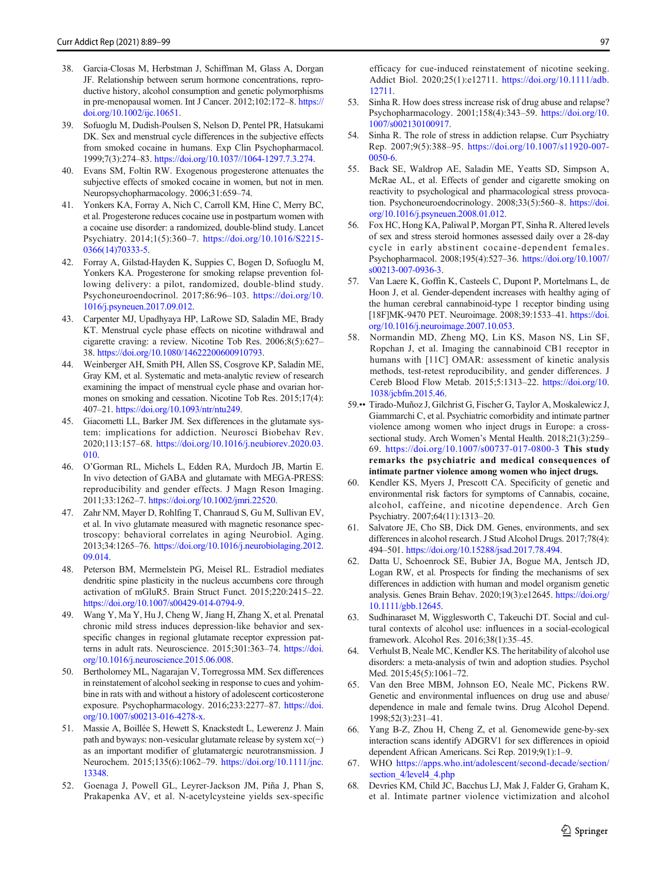38. Garcia-Closas M, Herbstman J, Schiffman M, Glass A, Dorgan JF. Relationship between serum hormone concentrations, reproductive history, alcohol consumption and genetic polymorphisms in pre-menopausal women. Int J Cancer. 2012;102:172–8. https://doi.org/10.1002/ijc.10651.
39. Sofuoglu M, Dudish-Poulsen S, Nelson D, Pentel PR, Hatsukami DK. Sex and menstrual cycle differences in the subjective effects from smoked cocaine in humans. Exp Clin Psychopharmacol. 1999;7(3):274–83. https://doi.org/10.1037//1064-1297.7.3.274.
40. Evans SM, Foltin RW. Exogenous progesterone attenuates the subjective effects of smoked cocaine in women, but not in men. Neuropsychopharmacology. 2006;31:659–74.
41. Yonkers KA, Forray A, Nich C, Carroll KM, Hine C, Merry BC, et al. Progesterone reduces cocaine use in postpartum women with a cocaine use disorder: a randomized, double-blind study. Lancet Psychiatry. 2014;1(5):360–7. https://doi.org/10.1016/S2215-0366(14)70333-5.
42. Forray A, Gilstad-Hayden K, Suppies C, Bogen D, Sofuoglu M, Yonkers KA. Progesterone for smoking relapse prevention following delivery: a pilot, randomized, double-blind study. Psychoneuroendocrinol. 2017;86:96–103. https://doi.org/10.1016/j.psyneuen.2017.09.012.
43. Carpenter MJ, Upadhyaya HP, LaRowe SD, Saladin ME, Brady KT. Menstrual cycle phase effects on nicotine withdrawal and cigarette craving: a review. Nicotine Tob Res. 2006;8(5):627–38. https://doi.org/10.1080/14622200600910793.
44. Weinberger AH, Smith PH, Allen SS, Cosgrove KP, Saladin ME, Gray KM, et al. Systematic and meta-analytic review of research examining the impact of menstrual cycle phase and ovarian hormones on smoking and cessation. Nicotine Tob Res. 2015;17(4):407–21. https://doi.org/10.1093/ntr/ntu249.
45. Giacometti LL, Barker JM. Sex differences in the glutamate system: implications for addiction. Neurosci Biobehav Rev. 2020;113:157–68. https://doi.org/10.1016/j.neubiorev.2020.03.010.
46. O'Gorman RL, Michels L, Edden RA, Murdoch JB, Martin E. In vivo detection of GABA and glutamate with MEGA-PRESS: reproducibility and gender effects. J Magn Reson Imaging. 2011;33:1262–7. https://doi.org/10.1002/jmri.22520.
47. Zahr NM, Mayer D, Rohlfing T, Chanraud S, Gu M, Sullivan EV, et al. In vivo glutamate measured with magnetic resonance spectroscopy: behavioral correlates in aging Neurobiol. Aging. 2013;34:1265–76. https://doi.org/10.1016/j.neurobiolaging.2012.09.014.
48. Peterson BM, Mermelstein PG, Meisel RL. Estradiol mediates dendritic spine plasticity in the nucleus accumbens core through activation of mGluR5. Brain Struct Funct. 2015;220:2415–22. https://doi.org/10.1007/s00429-014-0794-9.
49. Wang Y, Ma Y, Hu J, Cheng W, Jiang H, Zhang X, et al. Prenatal chronic mild stress induces depression-like behavior and sex-specific changes in regional glutamate receptor expression patterns in adult rats. Neuroscience. 2015;301:363–74. https://doi.org/10.1016/j.neuroscience.2015.06.008.
50. Bertholomey ML, Nagarajan V, Torregrossa MM. Sex differences in reinstatement of alcohol seeking in response to cues and yohimbine in rats with and without a history of adolescent corticosterone exposure. Psychopharmacology. 2016;233:2277–87. https://doi.org/10.1007/s00213-016-4278-x.
51. Massie A, Boillée S, Hewett S, Knackstedt L, Lewerenz J. Main path and byways: non-vesicular glutamate release by system xc(−) as an important modifier of glutamatergic neurotransmission. J Neurochem. 2015;135(6):1062–79. https://doi.org/10.1111/jnc.13348.
52. Goenaga J, Powell GL, Leyrer-Jackson JM, Piña J, Phan S, Prakapenka AV, et al. N-acetylcysteine yields sex-specific efficacy for cue-induced reinstatement of nicotine seeking. Addict Biol. 2020;25(1):e12711. https://doi.org/10.1111/adb.12711.
53. Sinha R. How does stress increase risk of drug abuse and relapse? Psychopharmacology. 2001;158(4):343–59. https://doi.org/10.1007/s002130100917.
54. Sinha R. The role of stress in addiction relapse. Curr Psychiatry Rep. 2007;9(5):388–95. https://doi.org/10.1007/s11920-007-0050-6.
55. Back SE, Waldrop AE, Saladin ME, Yeatts SD, Simpson A, McRae AL, et al. Effects of gender and cigarette smoking on reactivity to psychological and pharmacological stress provocation. Psychoneuroendocrinology. 2008;33(5):560–8. https://doi.org/10.1016/j.psyneuen.2008.01.012.
56. Fox HC, Hong KA, Paliwal P, Morgan PT, Sinha R. Altered levels of sex and stress steroid hormones assessed daily over a 28-day cycle in early abstinent cocaine-dependent females. Psychopharmacol. 2008;195(4):527–36. https://doi.org/10.1007/s00213-007-0936-3.
57. Van Laere K, Goffin K, Casteels C, Dupont P, Mortelmans L, de Hoon J, et al. Gender-dependent increases with healthy aging of the human cerebral cannabinoid-type 1 receptor binding using [18F]MK-9470 PET. Neuroimage. 2008;39:1533–41. https://doi.org/10.1016/j.neuroimage.2007.10.053.
58. Normandin MD, Zheng MQ, Lin KS, Mason NS, Lin SF, Ropchan J, et al. Imaging the cannabinoid CB1 receptor in humans with [11C] OMAR: assessment of kinetic analysis methods, test-retest reproducibility, and gender differences. J Cereb Blood Flow Metab. 2015;5:1313–22. https://doi.org/10.1038/jcbfm.2015.46.
59.•• Tirado-Muñoz J, Gilchrist G, Fischer G, Taylor A, Moskalewicz J, Giammarchi C, et al. Psychiatric comorbidity and intimate partner violence among women who inject drugs in Europe: a cross-sectional study. Arch Women's Mental Health. 2018;21(3):259–69. https://doi.org/10.1007/s00737-017-0800-3 **This study remarks the psychiatric and medical consequences of intimate partner violence among women who inject drugs.**
60. Kendler KS, Myers J, Prescott CA. Specificity of genetic and environmental risk factors for symptoms of Cannabis, cocaine, alcohol, caffeine, and nicotine dependence. Arch Gen Psychiatry. 2007;64(11):1313–20.
61. Salvatore JE, Cho SB, Dick DM. Genes, environments, and sex differences in alcohol research. J Stud Alcohol Drugs. 2017;78(4):494–501. https://doi.org/10.15288/jsad.2017.78.494.
62. Datta U, Schoenrock SE, Bubier JA, Bogue MA, Jentsch JD, Logan RW, et al. Prospects for finding the mechanisms of sex differences in addiction with human and model organism genetic analysis. Genes Brain Behav. 2020;19(3):e12645. https://doi.org/10.1111/gbb.12645.
63. Sudhinaraset M, Wigglesworth C, Takeuchi DT. Social and cultural contexts of alcohol use: influences in a social-ecological framework. Alcohol Res. 2016;38(1):35–45.
64. Verhulst B, Neale MC, Kendler KS. The heritability of alcohol use disorders: a meta-analysis of twin and adoption studies. Psychol Med. 2015;45(5):1061–72.
65. Van den Bree MBM, Johnson EO, Neale MC, Pickens RW. Genetic and environmental influences on drug use and abuse/dependence in male and female twins. Drug Alcohol Depend. 1998;52(3):231–41.
66. Yang B-Z, Zhou H, Cheng Z, et al. Genomewide gene-by-sex interaction scans identify ADGRV1 for sex differences in opioid dependent African Americans. Sci Rep. 2019;9(1):1–9.
67. WHO https://apps.who.int/adolescent/second-decade/section/section_4/level4_4.php
68. Devries KM, Child JC, Bacchus LJ, Mak J, Falder G, Graham K, et al. Intimate partner violence victimization and alcohol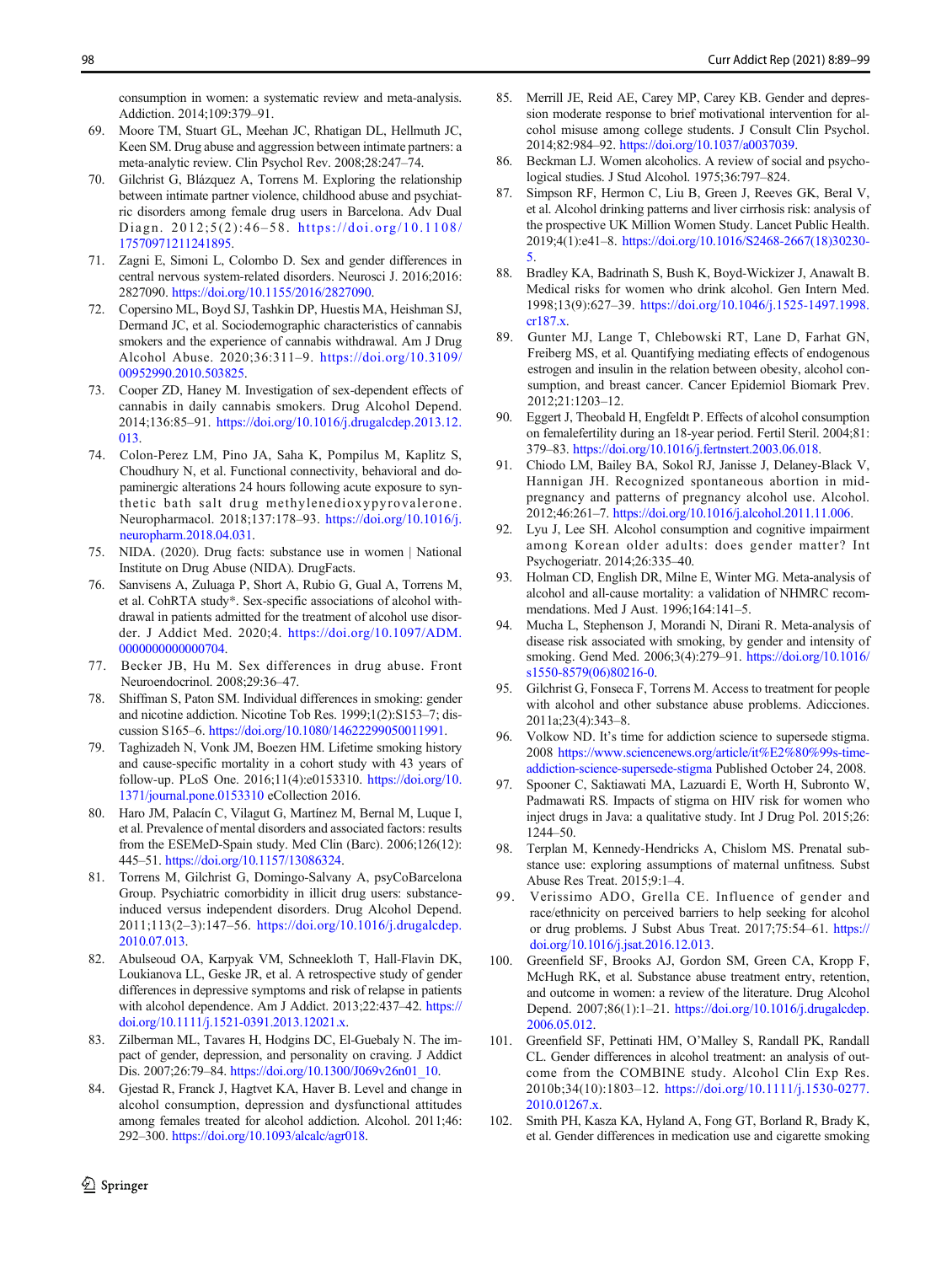consumption in women: a systematic review and meta-analysis. Addiction. 2014;109:379–91.

69. Moore TM, Stuart GL, Meehan JC, Rhatigan DL, Hellmuth JC, Keen SM. Drug abuse and aggression between intimate partners: a meta-analytic review. Clin Psychol Rev. 2008;28:247–74.
70. Gilchrist G, Blázquez A, Torrens M. Exploring the relationship between intimate partner violence, childhood abuse and psychiatric disorders among female drug users in Barcelona. Adv Dual Diagn. 2012;5(2):46–58. https://doi.org/10.1108/17570971211241895.
71. Zagni E, Simoni L, Colombo D. Sex and gender differences in central nervous system-related disorders. Neurosci J. 2016;2016:2827090. https://doi.org/10.1155/2016/2827090.
72. Copersino ML, Boyd SJ, Tashkin DP, Huestis MA, Heishman SJ, Dermand JC, et al. Sociodemographic characteristics of cannabis smokers and the experience of cannabis withdrawal. Am J Drug Alcohol Abuse. 2020;36:311–9. https://doi.org/10.3109/00952990.2010.503825.
73. Cooper ZD, Haney M. Investigation of sex-dependent effects of cannabis in daily cannabis smokers. Drug Alcohol Depend. 2014;136:85–91. https://doi.org/10.1016/j.drugalcdep.2013.12.013.
74. Colon-Perez LM, Pino JA, Saha K, Pompilus M, Kaplitz S, Choudhury N, et al. Functional connectivity, behavioral and dopaminergic alterations 24 hours following acute exposure to synthetic bath salt drug methylenedioxypyrovalerone. Neuropharmacol. 2018;137:178–93. https://doi.org/10.1016/j.neuropharm.2018.04.031.
75. NIDA. (2020). Drug facts: substance use in women | National Institute on Drug Abuse (NIDA). DrugFacts.
76. Sanvisens A, Zuluaga P, Short A, Rubio G, Gual A, Torrens M, et al. CohRTA study*. Sex-specific associations of alcohol withdrawal in patients admitted for the treatment of alcohol use disorder. J Addict Med. 2020;4. https://doi.org/10.1097/ADM.0000000000000704.
77. Becker JB, Hu M. Sex differences in drug abuse. Front Neuroendocrinol. 2008;29:36–47.
78. Shiffman S, Paton SM. Individual differences in smoking: gender and nicotine addiction. Nicotine Tob Res. 1999;1(2):S153–7; discussion S165–6. https://doi.org/10.1080/14622299050011991.
79. Taghizadeh N, Vonk JM, Boezen HM. Lifetime smoking history and cause-specific mortality in a cohort study with 43 years of follow-up. PLoS One. 2016;11(4):e0153310. https://doi.org/10.1371/journal.pone.0153310 eCollection 2016.
80. Haro JM, Palacín C, Vilagut G, Martínez M, Bernal M, Luque I, et al. Prevalence of mental disorders and associated factors: results from the ESEMeD-Spain study. Med Clin (Barc). 2006;126(12):445–51. https://doi.org/10.1157/13086324.
81. Torrens M, Gilchrist G, Domingo-Salvany A, psyCoBarcelona Group. Psychiatric comorbidity in illicit drug users: substance-induced versus independent disorders. Drug Alcohol Depend. 2011;113(2–3):147–56. https://doi.org/10.1016/j.drugalcdep.2010.07.013.
82. Abulseoud OA, Karpyak VM, Schneekloth T, Hall-Flavin DK, Loukianova LL, Geske JR, et al. A retrospective study of gender differences in depressive symptoms and risk of relapse in patients with alcohol dependence. Am J Addict. 2013;22:437–42. https://doi.org/10.1111/j.1521-0391.2013.12021.x.
83. Zilberman ML, Tavares H, Hodgins DC, El-Guebaly N. The impact of gender, depression, and personality on craving. J Addict Dis. 2007;26:79–84. https://doi.org/10.1300/J069v26n01_10.
84. Gjestad R, Franck J, Hagtvet KA, Haver B. Level and change in alcohol consumption, depression and dysfunctional attitudes among females treated for alcohol addiction. Alcohol. 2011;46:292–300. https://doi.org/10.1093/alcalc/agr018.
85. Merrill JE, Reid AE, Carey MP, Carey KB. Gender and depression moderate response to brief motivational intervention for alcohol misuse among college students. J Consult Clin Psychol. 2014;82:984–92. https://doi.org/10.1037/a0037039.
86. Beckman LJ. Women alcoholics. A review of social and psychological studies. J Stud Alcohol. 1975;36:797–824.
87. Simpson RF, Hermon C, Liu B, Green J, Reeves GK, Beral V, et al. Alcohol drinking patterns and liver cirrhosis risk: analysis of the prospective UK Million Women Study. Lancet Public Health. 2019;4(1):e41–8. https://doi.org/10.1016/S2468-2667(18)30230-5.
88. Bradley KA, Badrinath S, Bush K, Boyd-Wickizer J, Anawalt B. Medical risks for women who drink alcohol. Gen Intern Med. 1998;13(9):627–39. https://doi.org/10.1046/j.1525-1497.1998.cr187.x.
89. Gunter MJ, Lange T, Chlebowski RT, Lane D, Farhat GN, Freiberg MS, et al. Quantifying mediating effects of endogenous estrogen and insulin in the relation between obesity, alcohol consumption, and breast cancer. Cancer Epidemiol Biomark Prev. 2012;21:1203–12.
90. Eggert J, Theobald H, Engfeldt P. Effects of alcohol consumption on femalefertility during an 18-year period. Fertil Steril. 2004;81:379–83. https://doi.org/10.1016/j.fertnstert.2003.06.018.
91. Chiodo LM, Bailey BA, Sokol RJ, Janisse J, Delaney-Black V, Hannigan JH. Recognized spontaneous abortion in mid-pregnancy and patterns of pregnancy alcohol use. Alcohol. 2012;46:261–7. https://doi.org/10.1016/j.alcohol.2011.11.006.
92. Lyu J, Lee SH. Alcohol consumption and cognitive impairment among Korean older adults: does gender matter? Int Psychogeriatr. 2014;26:335–40.
93. Holman CD, English DR, Milne E, Winter MG. Meta-analysis of alcohol and all-cause mortality: a validation of NHMRC recommendations. Med J Aust. 1996;164:141–5.
94. Mucha L, Stephenson J, Morandi N, Dirani R. Meta-analysis of disease risk associated with smoking, by gender and intensity of smoking. Gend Med. 2006;3(4):279–91. https://doi.org/10.1016/s1550-8579(06)80216-0.
95. Gilchrist G, Fonseca F, Torrens M. Access to treatment for people with alcohol and other substance abuse problems. Adicciones. 2011a;23(4):343–8.
96. Volkow ND. It's time for addiction science to supersede stigma. 2008 https://www.sciencenews.org/article/it%E2%80%99s-time-addiction-science-supersede-stigma Published October 24, 2008.
97. Spooner C, Saktiawati MA, Lazuardi E, Worth H, Subronto W, Padmawati RS. Impacts of stigma on HIV risk for women who inject drugs in Java: a qualitative study. Int J Drug Pol. 2015;26:1244–50.
98. Terplan M, Kennedy-Hendricks A, Chislom MS. Prenatal substance use: exploring assumptions of maternal unfitness. Subst Abuse Res Treat. 2015;9:1–4.
99. Verissimo ADO, Grella CE. Influence of gender and race/ethnicity on perceived barriers to help seeking for alcohol or drug problems. J Subst Abus Treat. 2017;75:54–61. https://doi.org/10.1016/j.jsat.2016.12.013.
100. Greenfield SF, Brooks AJ, Gordon SM, Green CA, Kropp F, McHugh RK, et al. Substance abuse treatment entry, retention, and outcome in women: a review of the literature. Drug Alcohol Depend. 2007;86(1):1–21. https://doi.org/10.1016/j.drugalcdep.2006.05.012.
101. Greenfield SF, Pettinati HM, O'Malley S, Randall PK, Randall CL. Gender differences in alcohol treatment: an analysis of outcome from the COMBINE study. Alcohol Clin Exp Res. 2010b;34(10):1803–12. https://doi.org/10.1111/j.1530-0277.2010.01267.x.
102. Smith PH, Kasza KA, Hyland A, Fong GT, Borland R, Brady K, et al. Gender differences in medication use and cigarette smoking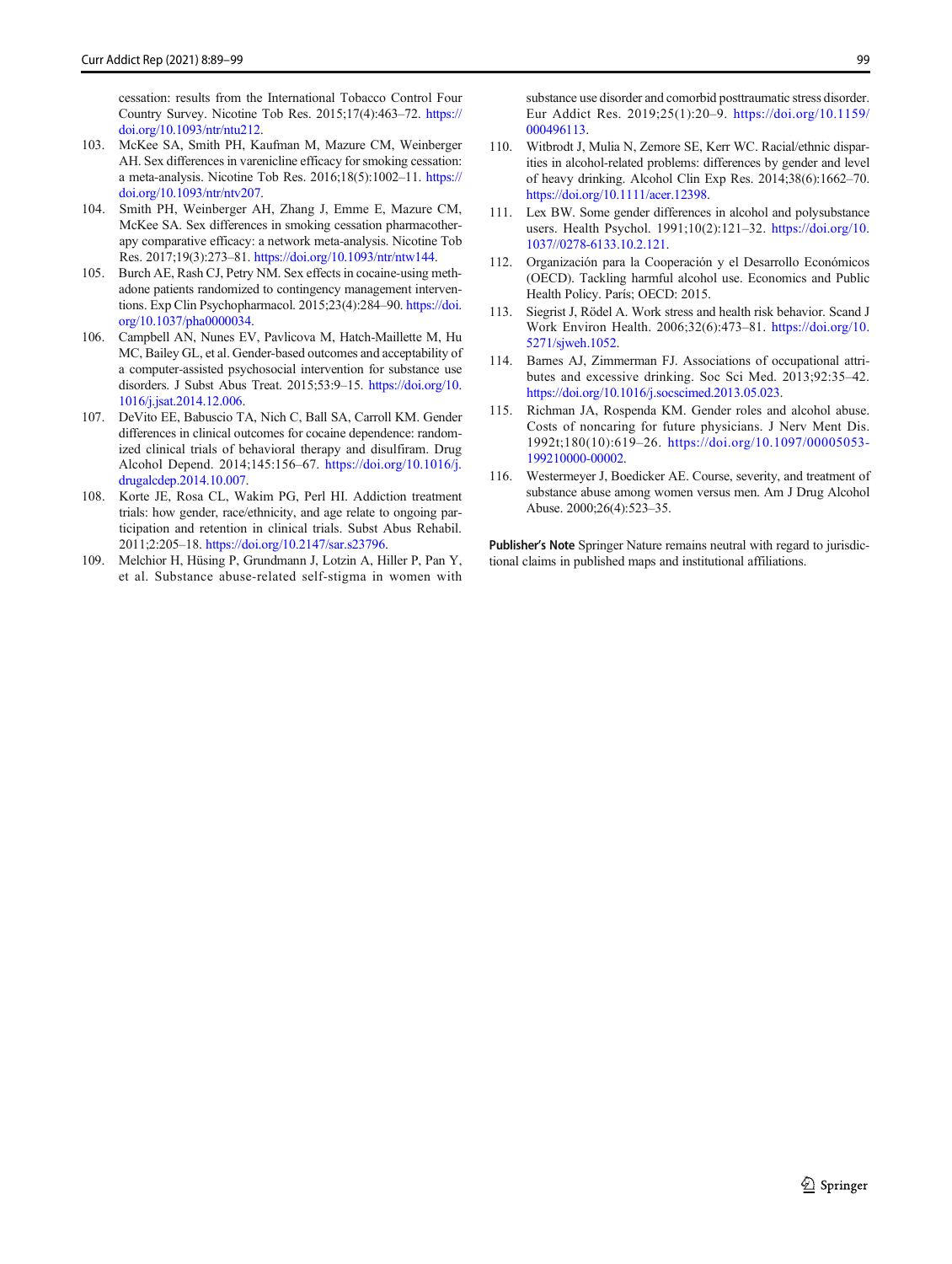cessation: results from the International Tobacco Control Four Country Survey. Nicotine Tob Res. 2015;17(4):463–72. https://doi.org/10.1093/ntr/ntu212.

103. McKee SA, Smith PH, Kaufman M, Mazure CM, Weinberger AH. Sex differences in varenicline efficacy for smoking cessation: a meta-analysis. Nicotine Tob Res. 2016;18(5):1002–11. https://doi.org/10.1093/ntr/ntv207.
104. Smith PH, Weinberger AH, Zhang J, Emme E, Mazure CM, McKee SA. Sex differences in smoking cessation pharmacotherapy comparative efficacy: a network meta-analysis. Nicotine Tob Res. 2017;19(3):273–81. https://doi.org/10.1093/ntr/ntw144.
105. Burch AE, Rash CJ, Petry NM. Sex effects in cocaine-using methadone patients randomized to contingency management interventions. Exp Clin Psychopharmacol. 2015;23(4):284–90. https://doi.org/10.1037/pha0000034.
106. Campbell AN, Nunes EV, Pavlicova M, Hatch-Maillette M, Hu MC, Bailey GL, et al. Gender-based outcomes and acceptability of a computer-assisted psychosocial intervention for substance use disorders. J Subst Abus Treat. 2015;53:9–15. https://doi.org/10.1016/j.jsat.2014.12.006.
107. DeVito EE, Babuscio TA, Nich C, Ball SA, Carroll KM. Gender differences in clinical outcomes for cocaine dependence: randomized clinical trials of behavioral therapy and disulfiram. Drug Alcohol Depend. 2014;145:156–67. https://doi.org/10.1016/j.drugalcdep.2014.10.007.
108. Korte JE, Rosa CL, Wakim PG, Perl HI. Addiction treatment trials: how gender, race/ethnicity, and age relate to ongoing participation and retention in clinical trials. Subst Abus Rehabil. 2011;2:205–18. https://doi.org/10.2147/sar.s23796.
109. Melchior H, Hüsing P, Grundmann J, Lotzin A, Hiller P, Pan Y, et al. Substance abuse-related self-stigma in women with substance use disorder and comorbid posttraumatic stress disorder. Eur Addict Res. 2019;25(1):20–9. https://doi.org/10.1159/000496113.
110. Witbrodt J, Mulia N, Zemore SE, Kerr WC. Racial/ethnic disparities in alcohol-related problems: differences by gender and level of heavy drinking. Alcohol Clin Exp Res. 2014;38(6):1662–70. https://doi.org/10.1111/acer.12398.
111. Lex BW. Some gender differences in alcohol and polysubstance users. Health Psychol. 1991;10(2):121–32. https://doi.org/10.1037//0278-6133.10.2.121.
112. Organización para la Cooperación y el Desarrollo Económicos (OECD). Tackling harmful alcohol use. Economics and Public Health Policy. París; OECD: 2015.
113. Siegrist J, Rödel A. Work stress and health risk behavior. Scand J Work Environ Health. 2006;32(6):473–81. https://doi.org/10.5271/sjweh.1052.
114. Barnes AJ, Zimmerman FJ. Associations of occupational attributes and excessive drinking. Soc Sci Med. 2013;92:35–42. https://doi.org/10.1016/j.socscimed.2013.05.023.
115. Richman JA, Rospenda KM. Gender roles and alcohol abuse. Costs of noncaring for future physicians. J Nerv Ment Dis. 1992t;180(10):619–26. https://doi.org/10.1097/00005053-199210000-00002.
116. Westermeyer J, Boedicker AE. Course, severity, and treatment of substance abuse among women versus men. Am J Drug Alcohol Abuse. 2000;26(4):523–35.

**Publisher's Note** Springer Nature remains neutral with regard to jurisdictional claims in published maps and institutional affiliations.